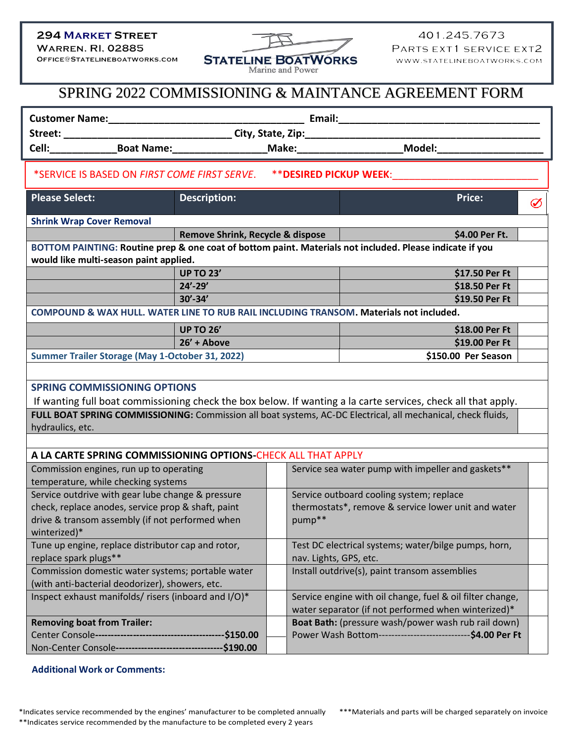294 Market Street
Warren. RI. 02885
Office@statelineboatworks.com

**STATELINE BOATWORKS**
Marine and Power

401.245.7673
Parts EXT1 Service EXT2
www.statelineboatworks.com

# SPRING 2022 COMMISSIONING & MAINTANCE AGREEMENT FORM

**Customer Name:**___________________________________ **Email:**____________________________________
**Street:** ______________________________ **City, State, Zip:**__________________________________________
**Cell:**____________**Boat Name:**________________**Make:**__________________**Model:**__________________

*SERVICE IS BASED ON *FIRST COME FIRST SERVE*. **DESIRED PICKUP WEEK:**__________________________

| Please Select: | Description: | Price: | ✓ |
|---|---|---|---|
| **Shrink Wrap Cover Removal** | | | |
| | **Remove Shrink, Recycle & dispose** | **$4.00 Per Ft.** | |
| **BOTTOM PAINTING: Routine prep & one coat of bottom paint. Materials not included. Please indicate if you would like multi-season paint applied.** | | | |
| | **UP TO 23'** | **$17.50 Per Ft** | |
| | **24'-29'** | **$18.50 Per Ft** | |
| | **30'-34'** | **$19.50 Per Ft** | |
| **COMPOUND & WAX HULL. WATER LINE TO RUB RAIL INCLUDING TRANSOM. Materials not included.** | | | |
| | **UP TO 26'** | **$18.00 Per Ft** | |
| | **26' + Above** | **$19.00 Per Ft** | |
| **Summer Trailer Storage (May 1-October 31, 2022)** | | **$150.00 Per Season** | |

## SPRING COMMISSIONING OPTIONS

If wanting full boat commissioning check the box below. If wanting a la carte services, check all that apply.

| | |
|---|---|
| **FULL BOAT SPRING COMMISSIONING:** Commission all boat systems, AC-DC Electrical, all mechanical, check fluids, hydraulics, etc. | |

**A LA CARTE SPRING COMMISSIONING OPTIONS-CHECK ALL THAT APPLY**

| Service | ✓ | Service | ✓ |
|---|---|---|---|
| Commission engines, run up to operating temperature, while checking systems | | Service sea water pump with impeller and gaskets** | |
| Service outdrive with gear lube change & pressure check, replace anodes, service prop & shaft, paint drive & transom assembly (if not performed when winterized)* | | Service outboard cooling system; replace thermostats*, remove & service lower unit and water pump** | |
| Tune up engine, replace distributor cap and rotor, replace spark plugs** | | Test DC electrical systems; water/bilge pumps, horn, nav. Lights, GPS, etc. | |
| Commission domestic water systems; portable water (with anti-bacterial deodorizer), showers, etc. | | Install outdrive(s), paint transom assemblies | |
| Inspect exhaust manifolds/ risers (inboard and I/O)* | | Service engine with oil change, fuel & oil filter change, water separator (if not performed when winterized)* | |
| **Removing boat from Trailer:** Center Console-----------------------------------------**$150.00** Non-Center Console---------------------------------**$190.00** | | **Boat Bath:** (pressure wash/power wash rub rail down) Power Wash Bottom-----------------------------**$4.00 Per Ft** | |

**Additional Work or Comments:**

*Indicates service recommended by the engines' manufacturer to be completed annually
**Indicates service recommended by the manufacture to be completed every 2 years
***Materials and parts will be charged separately on invoice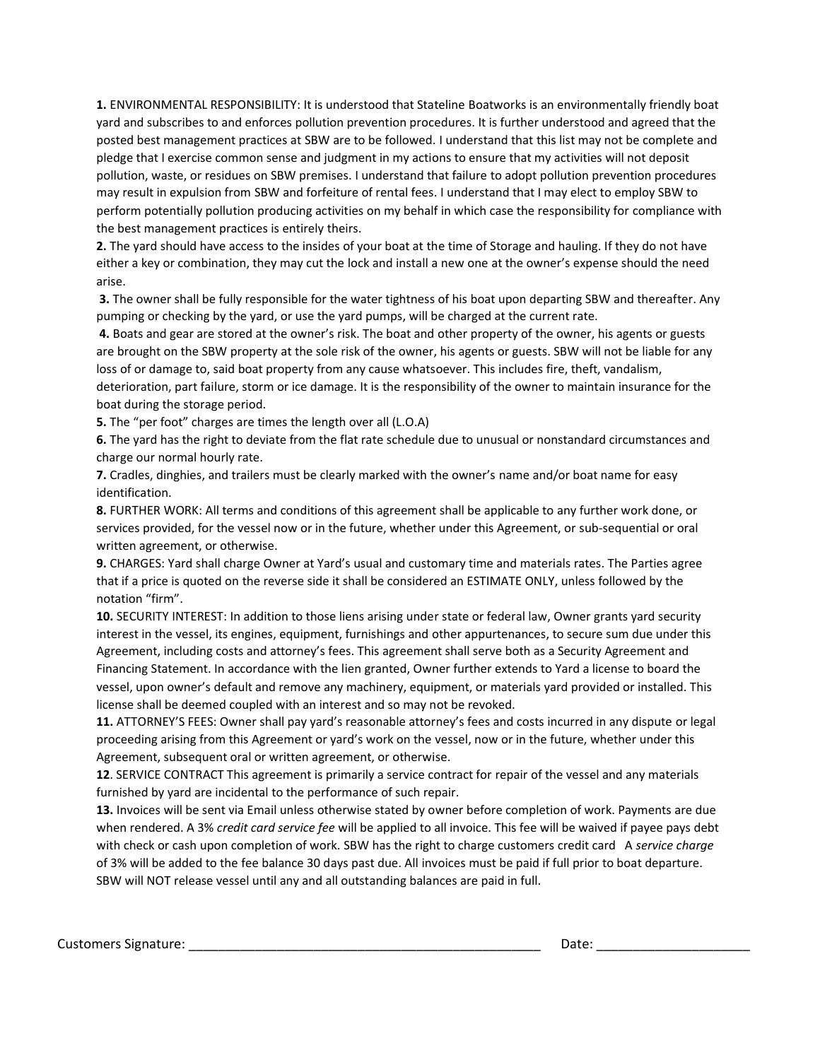**1.** ENVIRONMENTAL RESPONSIBILITY: It is understood that Stateline Boatworks is an environmentally friendly boat yard and subscribes to and enforces pollution prevention procedures. It is further understood and agreed that the posted best management practices at SBW are to be followed. I understand that this list may not be complete and pledge that I exercise common sense and judgment in my actions to ensure that my activities will not deposit pollution, waste, or residues on SBW premises. I understand that failure to adopt pollution prevention procedures may result in expulsion from SBW and forfeiture of rental fees. I understand that I may elect to employ SBW to perform potentially pollution producing activities on my behalf in which case the responsibility for compliance with the best management practices is entirely theirs.

**2.** The yard should have access to the insides of your boat at the time of Storage and hauling. If they do not have either a key or combination, they may cut the lock and install a new one at the owner's expense should the need arise.

**3.** The owner shall be fully responsible for the water tightness of his boat upon departing SBW and thereafter. Any pumping or checking by the yard, or use the yard pumps, will be charged at the current rate.

**4.** Boats and gear are stored at the owner's risk. The boat and other property of the owner, his agents or guests are brought on the SBW property at the sole risk of the owner, his agents or guests. SBW will not be liable for any loss of or damage to, said boat property from any cause whatsoever. This includes fire, theft, vandalism, deterioration, part failure, storm or ice damage. It is the responsibility of the owner to maintain insurance for the boat during the storage period.

**5.** The "per foot" charges are times the length over all (L.O.A)

**6.** The yard has the right to deviate from the flat rate schedule due to unusual or nonstandard circumstances and charge our normal hourly rate.

**7.** Cradles, dinghies, and trailers must be clearly marked with the owner's name and/or boat name for easy identification.

**8.** FURTHER WORK: All terms and conditions of this agreement shall be applicable to any further work done, or services provided, for the vessel now or in the future, whether under this Agreement, or sub-sequential or oral written agreement, or otherwise.

**9.** CHARGES: Yard shall charge Owner at Yard's usual and customary time and materials rates. The Parties agree that if a price is quoted on the reverse side it shall be considered an ESTIMATE ONLY, unless followed by the notation "firm".

**10.** SECURITY INTEREST: In addition to those liens arising under state or federal law, Owner grants yard security interest in the vessel, its engines, equipment, furnishings and other appurtenances, to secure sum due under this Agreement, including costs and attorney's fees. This agreement shall serve both as a Security Agreement and Financing Statement. In accordance with the lien granted, Owner further extends to Yard a license to board the vessel, upon owner's default and remove any machinery, equipment, or materials yard provided or installed. This license shall be deemed coupled with an interest and so may not be revoked.

**11.** ATTORNEY'S FEES: Owner shall pay yard's reasonable attorney's fees and costs incurred in any dispute or legal proceeding arising from this Agreement or yard's work on the vessel, now or in the future, whether under this Agreement, subsequent oral or written agreement, or otherwise.

**12**. SERVICE CONTRACT This agreement is primarily a service contract for repair of the vessel and any materials furnished by yard are incidental to the performance of such repair.

**13.** Invoices will be sent via Email unless otherwise stated by owner before completion of work. Payments are due when rendered. A 3% *credit card service fee* will be applied to all invoice. This fee will be waived if payee pays debt with check or cash upon completion of work. SBW has the right to charge customers credit card A *service charge* of 3% will be added to the fee balance 30 days past due. All invoices must be paid if full prior to boat departure. SBW will NOT release vessel until any and all outstanding balances are paid in full.

Customers Signature: ___________________________________________________ Date: _____________________